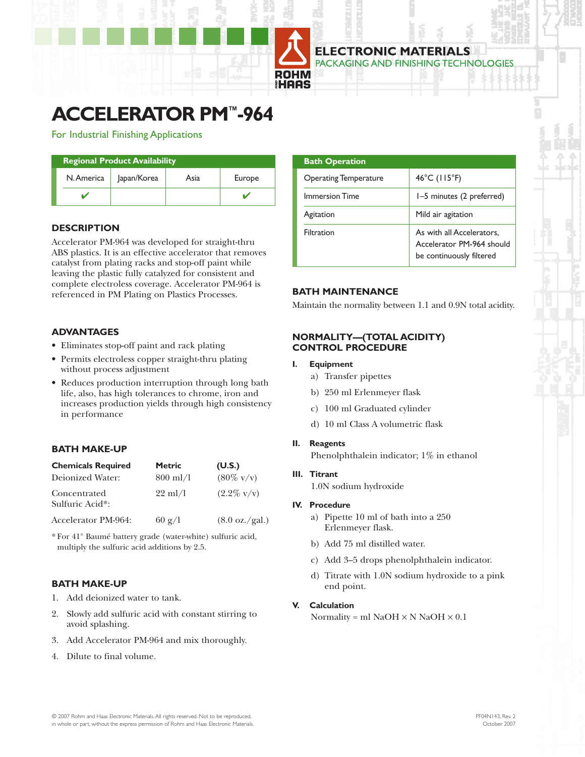ELECTRONIC MATERIALS
PACKAGING AND FINISHING TECHNOLOGIES

ROHM AND HAAS

# ACCELERATOR PM™-964

For Industrial Finishing Applications

| Regional Product Availability | | | |
|---|---|---|---|
| N. America | Japan/Korea | Asia | Europe |
| ✔ | | | ✔ |

## DESCRIPTION

Accelerator PM-964 was developed for straight-thru ABS plastics. It is an effective accelerator that removes catalyst from plating racks and stop-off paint while leaving the plastic fully catalyzed for consistent and complete electroless coverage. Accelerator PM-964 is referenced in PM Plating on Plastics Processes.

## ADVANTAGES

- Eliminates stop-off paint and rack plating
- Permits electroless copper straight-thru plating without process adjustment
- Reduces production interruption through long bath life, also, has high tolerances to chrome, iron and increases production yields through high consistency in performance

## BATH MAKE-UP

| Chemicals Required | Metric | (U.S.) |
|---|---|---|
| Deionized Water: | 800 ml/l | (80% v/v) |
| Concentrated Sulfuric Acid*: | 22 ml/l | (2.2% v/v) |
| Accelerator PM-964: | 60 g/l | (8.0 oz./gal.) |

* For 41° Baumé battery grade (water-white) sulfuric acid, multiply the sulfuric acid additions by 2.5.

## BATH MAKE-UP

1. Add deionized water to tank.
2. Slowly add sulfuric acid with constant stirring to avoid splashing.
3. Add Accelerator PM-964 and mix thoroughly.
4. Dilute to final volume.

| Bath Operation | |
|---|---|
| Operating Temperature | 46°C (115°F) |
| Immersion Time | 1–5 minutes (2 preferred) |
| Agitation | Mild air agitation |
| Filtration | As with all Accelerators, Accelerator PM-964 should be continuously filtered |

## BATH MAINTENANCE

Maintain the normality between 1.1 and 0.9N total acidity.

## NORMALITY—(TOTAL ACIDITY) CONTROL PROCEDURE

**I. Equipment**

a) Transfer pipettes

b) 250 ml Erlenmeyer flask

c) 100 ml Graduated cylinder

d) 10 ml Class A volumetric flask

**II. Reagents**

Phenolphthalein indicator; 1% in ethanol

**III. Titrant**

1.0N sodium hydroxide

**IV. Procedure**

a) Pipette 10 ml of bath into a 250 Erlenmeyer flask.

b) Add 75 ml distilled water.

c) Add 3–5 drops phenolphthalein indicator.

d) Titrate with 1.0N sodium hydroxide to a pink end point.

**V. Calculation**

Normality = ml NaOH × N NaOH × 0.1

© 2007 Rohm and Haas Electronic Materials. All rights reserved. Not to be reproduced, in whole or part, without the express permission of Rohm and Haas Electronic Materials.

PF04N143, Rev. 2
October 2007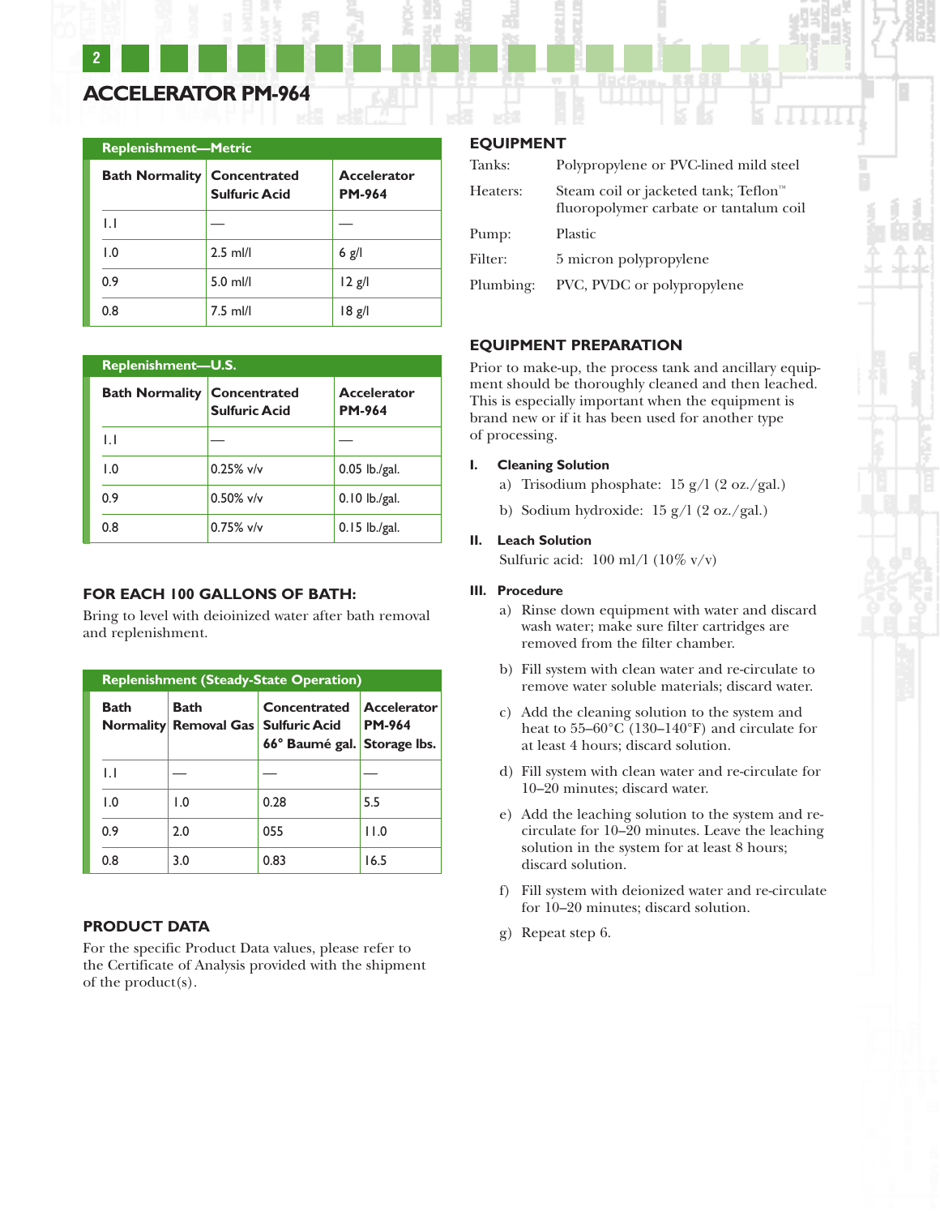# ACCELERATOR PM-964

| Replenishment—Metric | | |
|---|---|---|
| **Bath Normality** | **Concentrated Sulfuric Acid** | **Accelerator PM-964** |
| 1.1 | — | — |
| 1.0 | 2.5 ml/l | 6 g/l |
| 0.9 | 5.0 ml/l | 12 g/l |
| 0.8 | 7.5 ml/l | 18 g/l |

| Replenishment—U.S. | | |
|---|---|---|
| **Bath Normality** | **Concentrated Sulfuric Acid** | **Accelerator PM-964** |
| 1.1 | — | — |
| 1.0 | 0.25% v/v | 0.05 lb./gal. |
| 0.9 | 0.50% v/v | 0.10 lb./gal. |
| 0.8 | 0.75% v/v | 0.15 lb./gal. |

## FOR EACH 100 GALLONS OF BATH:

Bring to level with deioinized water after bath removal and replenishment.

| Replenishment (Steady-State Operation) | | | |
|---|---|---|---|
| **Bath Normality** | **Bath Removal Gas** | **Concentrated Sulfuric Acid 66° Baumé gal.** | **Accelerator PM-964 Storage lbs.** |
| 1.1 | — | — | — |
| 1.0 | 1.0 | 0.28 | 5.5 |
| 0.9 | 2.0 | 055 | 11.0 |
| 0.8 | 3.0 | 0.83 | 16.5 |

## PRODUCT DATA

For the specific Product Data values, please refer to the Certificate of Analysis provided with the shipment of the product(s).

## EQUIPMENT

| | |
|---|---|
| Tanks: | Polypropylene or PVC-lined mild steel |
| Heaters: | Steam coil or jacketed tank; Teflon™ fluoropolymer carbate or tantalum coil |
| Pump: | Plastic |
| Filter: | 5 micron polypropylene |
| Plumbing: | PVC, PVDC or polypropylene |

## EQUIPMENT PREPARATION

Prior to make-up, the process tank and ancillary equipment should be thoroughly cleaned and then leached. This is especially important when the equipment is brand new or if it has been used for another type of processing.

**I. Cleaning Solution**

a) Trisodium phosphate: 15 g/l (2 oz./gal.)

b) Sodium hydroxide: 15 g/l (2 oz./gal.)

**II. Leach Solution**

Sulfuric acid: 100 ml/l (10% v/v)

**III. Procedure**

a) Rinse down equipment with water and discard wash water; make sure filter cartridges are removed from the filter chamber.

b) Fill system with clean water and re-circulate to remove water soluble materials; discard water.

c) Add the cleaning solution to the system and heat to 55–60°C (130–140°F) and circulate for at least 4 hours; discard solution.

d) Fill system with clean water and re-circulate for 10–20 minutes; discard water.

e) Add the leaching solution to the system and re-circulate for 10–20 minutes. Leave the leaching solution in the system for at least 8 hours; discard solution.

f) Fill system with deionized water and re-circulate for 10–20 minutes; discard solution.

g) Repeat step 6.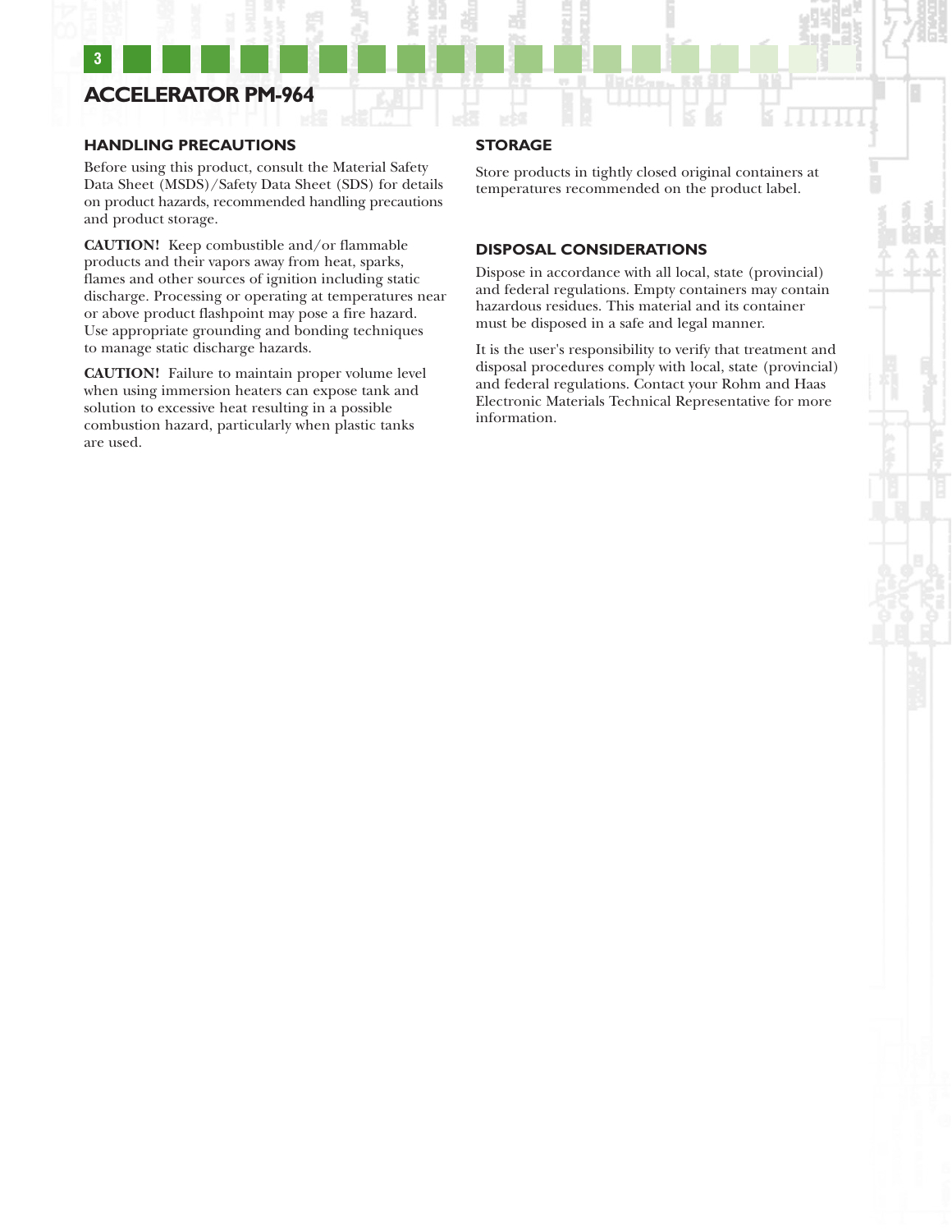# ACCELERATOR PM-964

## HANDLING PRECAUTIONS

Before using this product, consult the Material Safety Data Sheet (MSDS)/Safety Data Sheet (SDS) for details on product hazards, recommended handling precautions and product storage.

**CAUTION!** Keep combustible and/or flammable products and their vapors away from heat, sparks, flames and other sources of ignition including static discharge. Processing or operating at temperatures near or above product flashpoint may pose a fire hazard. Use appropriate grounding and bonding techniques to manage static discharge hazards.

**CAUTION!** Failure to maintain proper volume level when using immersion heaters can expose tank and solution to excessive heat resulting in a possible combustion hazard, particularly when plastic tanks are used.

## STORAGE

Store products in tightly closed original containers at temperatures recommended on the product label.

## DISPOSAL CONSIDERATIONS

Dispose in accordance with all local, state (provincial) and federal regulations. Empty containers may contain hazardous residues. This material and its container must be disposed in a safe and legal manner.

It is the user's responsibility to verify that treatment and disposal procedures comply with local, state (provincial) and federal regulations. Contact your Rohm and Haas Electronic Materials Technical Representative for more information.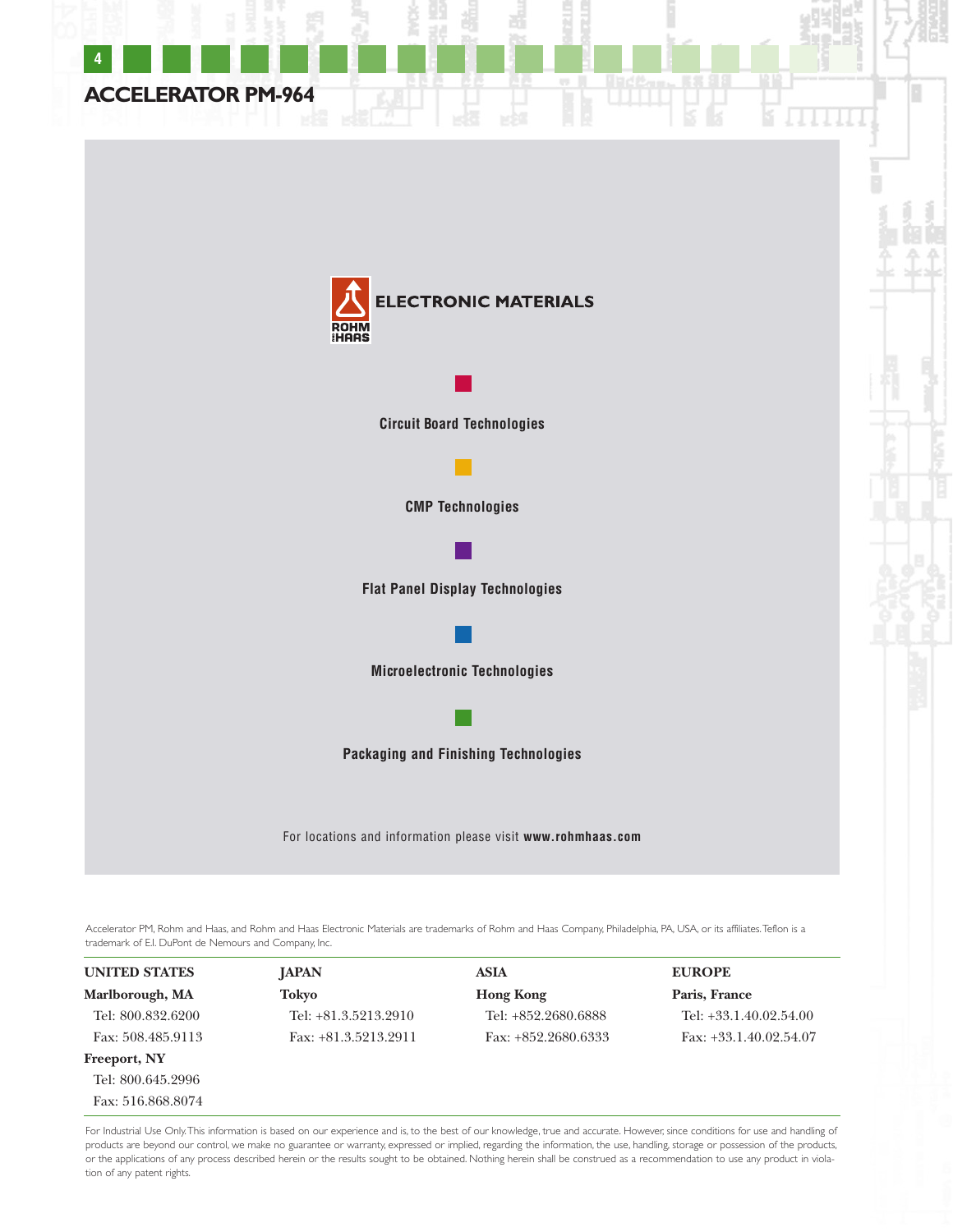# ACCELERATOR PM-964

ROHM HAAS **ELECTRONIC MATERIALS**

**Circuit Board Technologies**

**CMP Technologies**

**Flat Panel Display Technologies**

**Microelectronic Technologies**

**Packaging and Finishing Technologies**

For locations and information please visit **www.rohmhaas.com**

Accelerator PM, Rohm and Haas, and Rohm and Haas Electronic Materials are trademarks of Rohm and Haas Company, Philadelphia, PA, USA, or its affiliates. Teflon is a trademark of E.I. DuPont de Nemours and Company, Inc.

**UNITED STATES**

**Marlborough, MA**
Tel: 800.832.6200
Fax: 508.485.9113

**Freeport, NY**
Tel: 800.645.2996
Fax: 516.868.8074

**JAPAN**

**Tokyo**
Tel: +81.3.5213.2910
Fax: +81.3.5213.2911

**ASIA**

**Hong Kong**
Tel: +852.2680.6888
Fax: +852.2680.6333

**EUROPE**

**Paris, France**
Tel: +33.1.40.02.54.00
Fax: +33.1.40.02.54.07

For Industrial Use Only. This information is based on our experience and is, to the best of our knowledge, true and accurate. However, since conditions for use and handling of products are beyond our control, we make no guarantee or warranty, expressed or implied, regarding the information, the use, handling, storage or possession of the products, or the applications of any process described herein or the results sought to be obtained. Nothing herein shall be construed as a recommendation to use any product in violation of any patent rights.